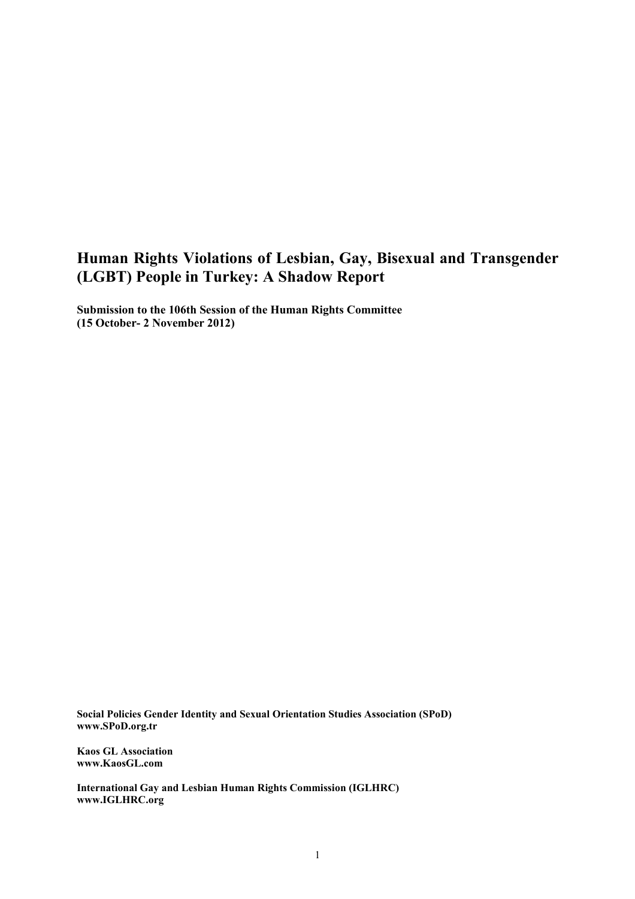# Human Rights Violations of Lesbian, Gay, Bisexual and Transgender (LGBT) People in Turkey: A Shadow Report

**Submission to the 106th Session of the Human Rights Committee**
**(15 October- 2 November 2012)**

**Social Policies Gender Identity and Sexual Orientation Studies Association (SPoD)**
**www.SPoD.org.tr**

**Kaos GL Association**
**www.KaosGL.com**

**International Gay and Lesbian Human Rights Commission (IGLHRC)**
**www.IGLHRC.org**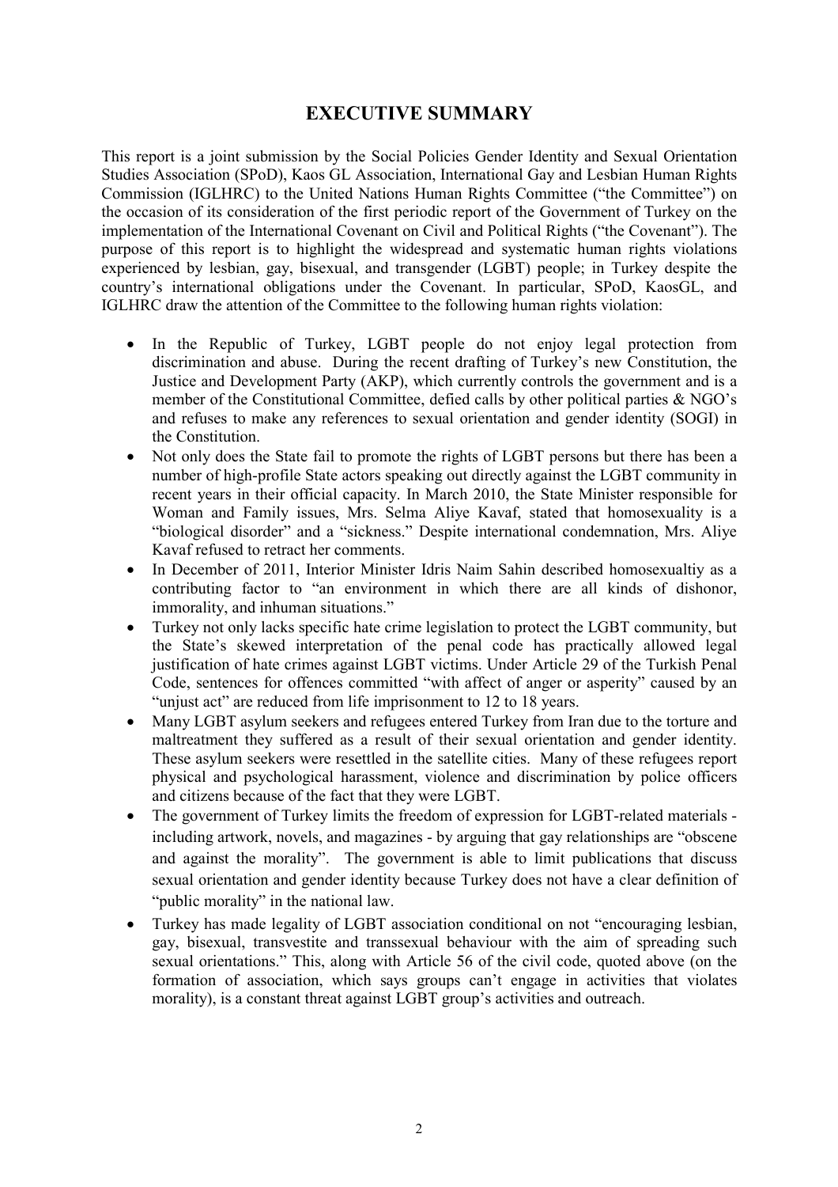# EXECUTIVE SUMMARY

This report is a joint submission by the Social Policies Gender Identity and Sexual Orientation Studies Association (SPoD), Kaos GL Association, International Gay and Lesbian Human Rights Commission (IGLHRC) to the United Nations Human Rights Committee ("the Committee") on the occasion of its consideration of the first periodic report of the Government of Turkey on the implementation of the International Covenant on Civil and Political Rights ("the Covenant"). The purpose of this report is to highlight the widespread and systematic human rights violations experienced by lesbian, gay, bisexual, and transgender (LGBT) people; in Turkey despite the country's international obligations under the Covenant. In particular, SPoD, KaosGL, and IGLHRC draw the attention of the Committee to the following human rights violation:

- In the Republic of Turkey, LGBT people do not enjoy legal protection from discrimination and abuse. During the recent drafting of Turkey's new Constitution, the Justice and Development Party (AKP), which currently controls the government and is a member of the Constitutional Committee, defied calls by other political parties & NGO's and refuses to make any references to sexual orientation and gender identity (SOGI) in the Constitution.
- Not only does the State fail to promote the rights of LGBT persons but there has been a number of high-profile State actors speaking out directly against the LGBT community in recent years in their official capacity. In March 2010, the State Minister responsible for Woman and Family issues, Mrs. Selma Aliye Kavaf, stated that homosexuality is a "biological disorder" and a "sickness." Despite international condemnation, Mrs. Aliye Kavaf refused to retract her comments.
- In December of 2011, Interior Minister Idris Naim Sahin described homosexualtiy as a contributing factor to "an environment in which there are all kinds of dishonor, immorality, and inhuman situations."
- Turkey not only lacks specific hate crime legislation to protect the LGBT community, but the State's skewed interpretation of the penal code has practically allowed legal justification of hate crimes against LGBT victims. Under Article 29 of the Turkish Penal Code, sentences for offences committed "with affect of anger or asperity" caused by an "unjust act" are reduced from life imprisonment to 12 to 18 years.
- Many LGBT asylum seekers and refugees entered Turkey from Iran due to the torture and maltreatment they suffered as a result of their sexual orientation and gender identity. These asylum seekers were resettled in the satellite cities. Many of these refugees report physical and psychological harassment, violence and discrimination by police officers and citizens because of the fact that they were LGBT.
- The government of Turkey limits the freedom of expression for LGBT-related materials - including artwork, novels, and magazines - by arguing that gay relationships are "obscene and against the morality". The government is able to limit publications that discuss sexual orientation and gender identity because Turkey does not have a clear definition of "public morality" in the national law.
- Turkey has made legality of LGBT association conditional on not "encouraging lesbian, gay, bisexual, transvestite and transsexual behaviour with the aim of spreading such sexual orientations." This, along with Article 56 of the civil code, quoted above (on the formation of association, which says groups can't engage in activities that violates morality), is a constant threat against LGBT group's activities and outreach.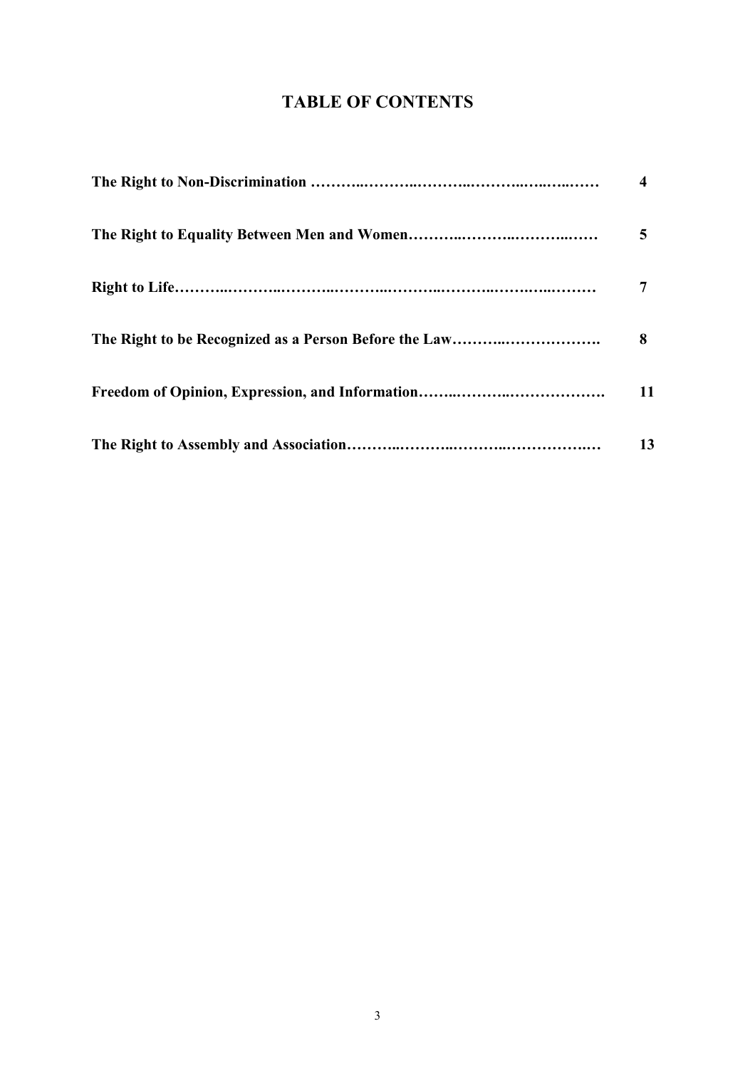# TABLE OF CONTENTS

| | |
|---|---|
| **The Right to Non-Discrimination** | **4** |
| **The Right to Equality Between Men and Women** | **5** |
| **Right to Life** | **7** |
| **The Right to be Recognized as a Person Before the Law** | **8** |
| **Freedom of Opinion, Expression, and Information** | **11** |
| **The Right to Assembly and Association** | **13** |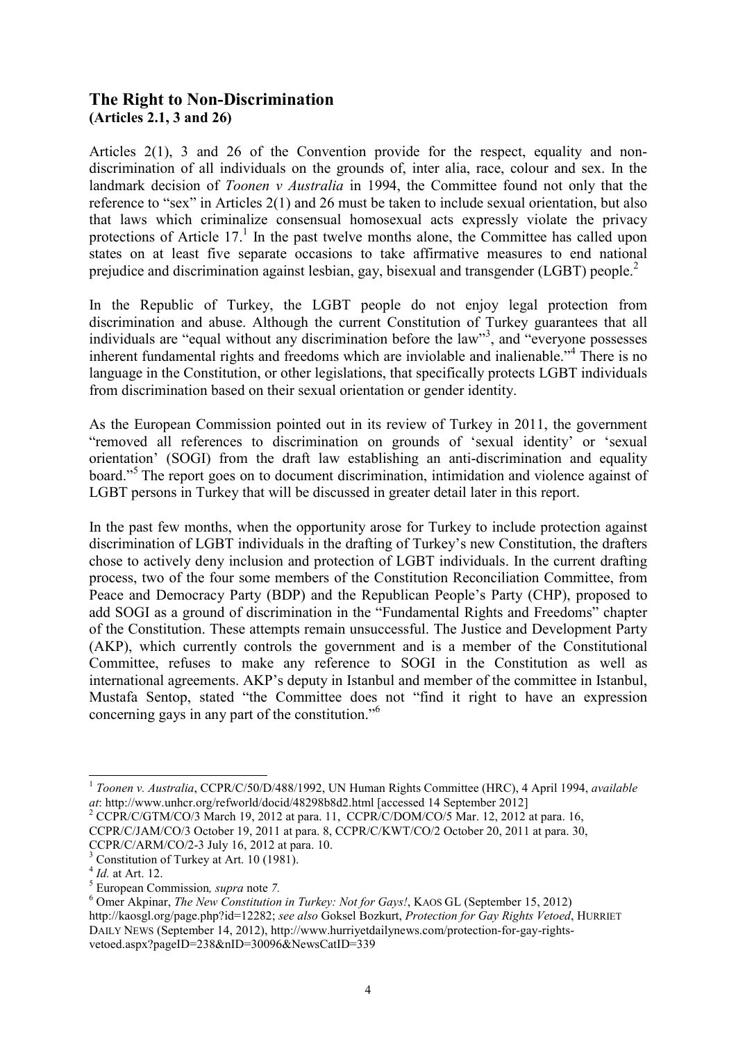## The Right to Non-Discrimination
**(Articles 2.1, 3 and 26)**

Articles 2(1), 3 and 26 of the Convention provide for the respect, equality and non-discrimination of all individuals on the grounds of, inter alia, race, colour and sex. In the landmark decision of *Toonen v Australia* in 1994, the Committee found not only that the reference to "sex" in Articles 2(1) and 26 must be taken to include sexual orientation, but also that laws which criminalize consensual homosexual acts expressly violate the privacy protections of Article 17.[1] In the past twelve months alone, the Committee has called upon states on at least five separate occasions to take affirmative measures to end national prejudice and discrimination against lesbian, gay, bisexual and transgender (LGBT) people.[2]

In the Republic of Turkey, the LGBT people do not enjoy legal protection from discrimination and abuse. Although the current Constitution of Turkey guarantees that all individuals are "equal without any discrimination before the law"[3], and "everyone possesses inherent fundamental rights and freedoms which are inviolable and inalienable."[4] There is no language in the Constitution, or other legislations, that specifically protects LGBT individuals from discrimination based on their sexual orientation or gender identity.

As the European Commission pointed out in its review of Turkey in 2011, the government "removed all references to discrimination on grounds of 'sexual identity' or 'sexual orientation' (SOGI) from the draft law establishing an anti-discrimination and equality board."[5] The report goes on to document discrimination, intimidation and violence against of LGBT persons in Turkey that will be discussed in greater detail later in this report.

In the past few months, when the opportunity arose for Turkey to include protection against discrimination of LGBT individuals in the drafting of Turkey's new Constitution, the drafters chose to actively deny inclusion and protection of LGBT individuals. In the current drafting process, two of the four some members of the Constitution Reconciliation Committee, from Peace and Democracy Party (BDP) and the Republican People's Party (CHP), proposed to add SOGI as a ground of discrimination in the "Fundamental Rights and Freedoms" chapter of the Constitution. These attempts remain unsuccessful. The Justice and Development Party (AKP), which currently controls the government and is a member of the Constitutional Committee, refuses to make any reference to SOGI in the Constitution as well as international agreements. AKP's deputy in Istanbul and member of the committee in Istanbul, Mustafa Sentop, stated "the Committee does not "find it right to have an expression concerning gays in any part of the constitution."[6]

---

[1] *Toonen v. Australia*, CCPR/C/50/D/488/1992, UN Human Rights Committee (HRC), 4 April 1994, *available at*: http://www.unhcr.org/refworld/docid/48298b8d2.html [accessed 14 September 2012]

[2] CCPR/C/GTM/CO/3 March 19, 2012 at para. 11, CCPR/C/DOM/CO/5 Mar. 12, 2012 at para. 16, CCPR/C/JAM/CO/3 October 19, 2011 at para. 8, CCPR/C/KWT/CO/2 October 20, 2011 at para. 30, CCPR/C/ARM/CO/2-3 July 16, 2012 at para. 10.

[3] Constitution of Turkey at Art. 10 (1981).

[4] *Id.* at Art. 12.

[5] European Commission*, supra* note *7.*

[6] Omer Akpinar, *The New Constitution in Turkey: Not for Gays!*, KAOS GL (September 15, 2012) http://kaosgl.org/page.php?id=12282; *see also* Goksel Bozkurt, *Protection for Gay Rights Vetoed*, HURRIET DAILY NEWS (September 14, 2012), http://www.hurriyetdailynews.com/protection-for-gay-rights-vetoed.aspx?pageID=238&nID=30096&NewsCatID=339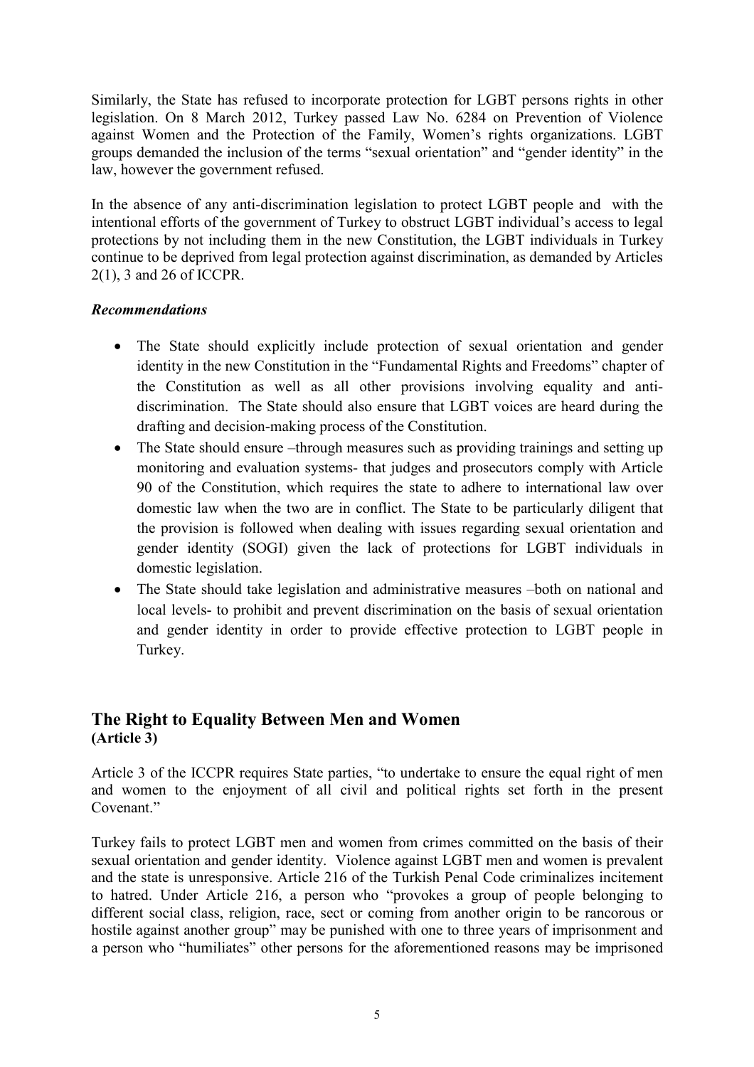Similarly, the State has refused to incorporate protection for LGBT persons rights in other legislation. On 8 March 2012, Turkey passed Law No. 6284 on Prevention of Violence against Women and the Protection of the Family, Women's rights organizations. LGBT groups demanded the inclusion of the terms "sexual orientation" and "gender identity" in the law, however the government refused.

In the absence of any anti-discrimination legislation to protect LGBT people and with the intentional efforts of the government of Turkey to obstruct LGBT individual's access to legal protections by not including them in the new Constitution, the LGBT individuals in Turkey continue to be deprived from legal protection against discrimination, as demanded by Articles 2(1), 3 and 26 of ICCPR.

***Recommendations***

- The State should explicitly include protection of sexual orientation and gender identity in the new Constitution in the "Fundamental Rights and Freedoms" chapter of the Constitution as well as all other provisions involving equality and anti-discrimination. The State should also ensure that LGBT voices are heard during the drafting and decision-making process of the Constitution.
- The State should ensure –through measures such as providing trainings and setting up monitoring and evaluation systems- that judges and prosecutors comply with Article 90 of the Constitution, which requires the state to adhere to international law over domestic law when the two are in conflict. The State to be particularly diligent that the provision is followed when dealing with issues regarding sexual orientation and gender identity (SOGI) given the lack of protections for LGBT individuals in domestic legislation.
- The State should take legislation and administrative measures –both on national and local levels- to prohibit and prevent discrimination on the basis of sexual orientation and gender identity in order to provide effective protection to LGBT people in Turkey.

## The Right to Equality Between Men and Women
**(Article 3)**

Article 3 of the ICCPR requires State parties, "to undertake to ensure the equal right of men and women to the enjoyment of all civil and political rights set forth in the present Covenant."

Turkey fails to protect LGBT men and women from crimes committed on the basis of their sexual orientation and gender identity. Violence against LGBT men and women is prevalent and the state is unresponsive. Article 216 of the Turkish Penal Code criminalizes incitement to hatred. Under Article 216, a person who "provokes a group of people belonging to different social class, religion, race, sect or coming from another origin to be rancorous or hostile against another group" may be punished with one to three years of imprisonment and a person who "humiliates" other persons for the aforementioned reasons may be imprisoned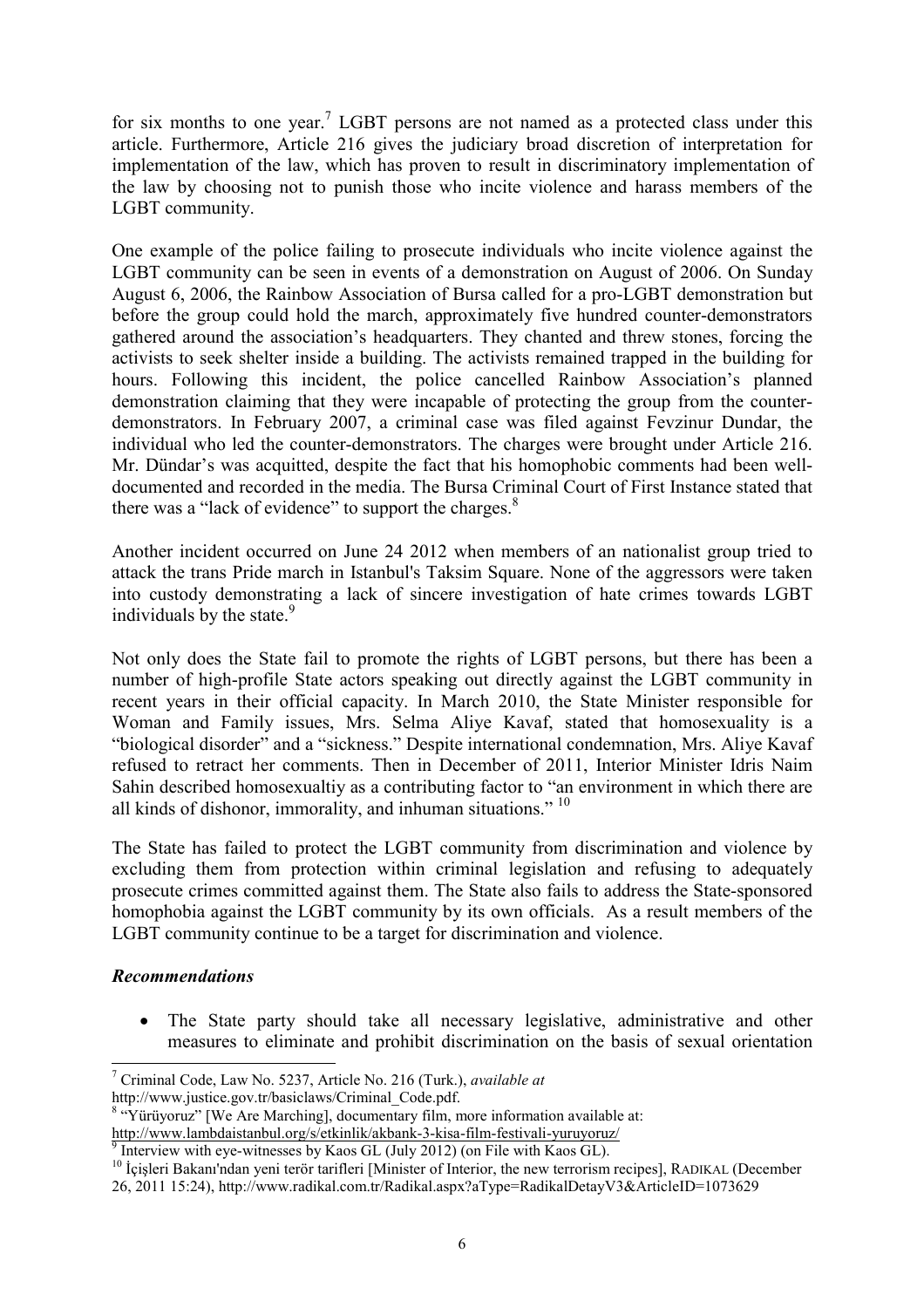for six months to one year.[7] LGBT persons are not named as a protected class under this article. Furthermore, Article 216 gives the judiciary broad discretion of interpretation for implementation of the law, which has proven to result in discriminatory implementation of the law by choosing not to punish those who incite violence and harass members of the LGBT community.

One example of the police failing to prosecute individuals who incite violence against the LGBT community can be seen in events of a demonstration on August of 2006. On Sunday August 6, 2006, the Rainbow Association of Bursa called for a pro-LGBT demonstration but before the group could hold the march, approximately five hundred counter-demonstrators gathered around the association's headquarters. They chanted and threw stones, forcing the activists to seek shelter inside a building. The activists remained trapped in the building for hours. Following this incident, the police cancelled Rainbow Association's planned demonstration claiming that they were incapable of protecting the group from the counter-demonstrators. In February 2007, a criminal case was filed against Fevzinur Dundar, the individual who led the counter-demonstrators. The charges were brought under Article 216. Mr. Dündar's was acquitted, despite the fact that his homophobic comments had been well-documented and recorded in the media. The Bursa Criminal Court of First Instance stated that there was a "lack of evidence" to support the charges.[8]

Another incident occurred on June 24 2012 when members of an nationalist group tried to attack the trans Pride march in Istanbul's Taksim Square. None of the aggressors were taken into custody demonstrating a lack of sincere investigation of hate crimes towards LGBT individuals by the state.[9]

Not only does the State fail to promote the rights of LGBT persons, but there has been a number of high-profile State actors speaking out directly against the LGBT community in recent years in their official capacity. In March 2010, the State Minister responsible for Woman and Family issues, Mrs. Selma Aliye Kavaf, stated that homosexuality is a "biological disorder" and a "sickness." Despite international condemnation, Mrs. Aliye Kavaf refused to retract her comments. Then in December of 2011, Interior Minister Idris Naim Sahin described homosexualtiy as a contributing factor to "an environment in which there are all kinds of dishonor, immorality, and inhuman situations." [10]

The State has failed to protect the LGBT community from discrimination and violence by excluding them from protection within criminal legislation and refusing to adequately prosecute crimes committed against them. The State also fails to address the State-sponsored homophobia against the LGBT community by its own officials. As a result members of the LGBT community continue to be a target for discrimination and violence.

***Recommendations***

- The State party should take all necessary legislative, administrative and other measures to eliminate and prohibit discrimination on the basis of sexual orientation

---

[7] Criminal Code, Law No. 5237, Article No. 216 (Turk.), *available at* http://www.justice.gov.tr/basiclaws/Criminal_Code.pdf.

[8] "Yürüyoruz" [We Are Marching], documentary film, more information available at: http://www.lambdaistanbul.org/s/etkinlik/akbank-3-kisa-film-festivali-yuruyoruz/

[9] Interview with eye-witnesses by Kaos GL (July 2012) (on File with Kaos GL).

[10] İçişleri Bakanı'ndan yeni terör tarifleri [Minister of Interior, the new terrorism recipes], RADIKAL (December 26, 2011 15:24), http://www.radikal.com.tr/Radikal.aspx?aType=RadikalDetayV3&ArticleID=1073629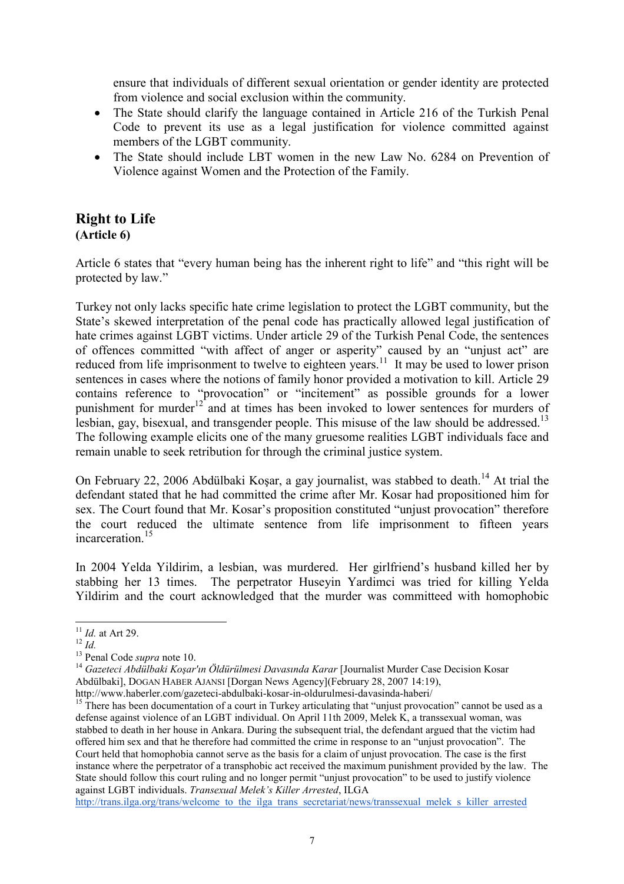ensure that individuals of different sexual orientation or gender identity are protected from violence and social exclusion within the community.

- The State should clarify the language contained in Article 216 of the Turkish Penal Code to prevent its use as a legal justification for violence committed against members of the LGBT community.
- The State should include LBT women in the new Law No. 6284 on Prevention of Violence against Women and the Protection of the Family.

## Right to Life
**(Article 6)**

Article 6 states that "every human being has the inherent right to life" and "this right will be protected by law."

Turkey not only lacks specific hate crime legislation to protect the LGBT community, but the State's skewed interpretation of the penal code has practically allowed legal justification of hate crimes against LGBT victims. Under article 29 of the Turkish Penal Code, the sentences of offences committed "with affect of anger or asperity" caused by an "unjust act" are reduced from life imprisonment to twelve to eighteen years.[11] It may be used to lower prison sentences in cases where the notions of family honor provided a motivation to kill. Article 29 contains reference to "provocation" or "incitement" as possible grounds for a lower punishment for murder[12] and at times has been invoked to lower sentences for murders of lesbian, gay, bisexual, and transgender people. This misuse of the law should be addressed.[13] The following example elicits one of the many gruesome realities LGBT individuals face and remain unable to seek retribution for through the criminal justice system.

On February 22, 2006 Abdülbaki Koşar, a gay journalist, was stabbed to death.[14] At trial the defendant stated that he had committed the crime after Mr. Kosar had propositioned him for sex. The Court found that Mr. Kosar's proposition constituted "unjust provocation" therefore the court reduced the ultimate sentence from life imprisonment to fifteen years incarceration.[15]

In 2004 Yelda Yildirim, a lesbian, was murdered. Her girlfriend's husband killed her by stabbing her 13 times. The perpetrator Huseyin Yardimci was tried for killing Yelda Yildirim and the court acknowledged that the murder was committeed with homophobic

---

[11] *Id.* at Art 29.

[12] *Id.*

[13] Penal Code *supra* note 10.

[14] *Gazeteci Abdülbaki Koşar'ın Öldürülmesi Davasında Karar* [Journalist Murder Case Decision Kosar Abdülbaki], DOGAN HABER AJANSI [Dorgan News Agency](February 28, 2007 14:19), http://www.haberler.com/gazeteci-abdulbaki-kosar-in-oldurulmesi-davasinda-haberi/

[15] There has been documentation of a court in Turkey articulating that "unjust provocation" cannot be used as a defense against violence of an LGBT individual. On April 11th 2009, Melek K, a transsexual woman, was stabbed to death in her house in Ankara. During the subsequent trial, the defendant argued that the victim had offered him sex and that he therefore had committed the crime in response to an "unjust provocation". The Court held that homophobia cannot serve as the basis for a claim of unjust provocation. The case is the first instance where the perpetrator of a transphobic act received the maximum punishment provided by the law. The State should follow this court ruling and no longer permit "unjust provocation" to be used to justify violence against LGBT individuals. *Transexual Melek's Killer Arrested*, ILGA http://trans.ilga.org/trans/welcome_to_the_ilga_trans_secretariat/news/transsexual_melek_s_killer_arrested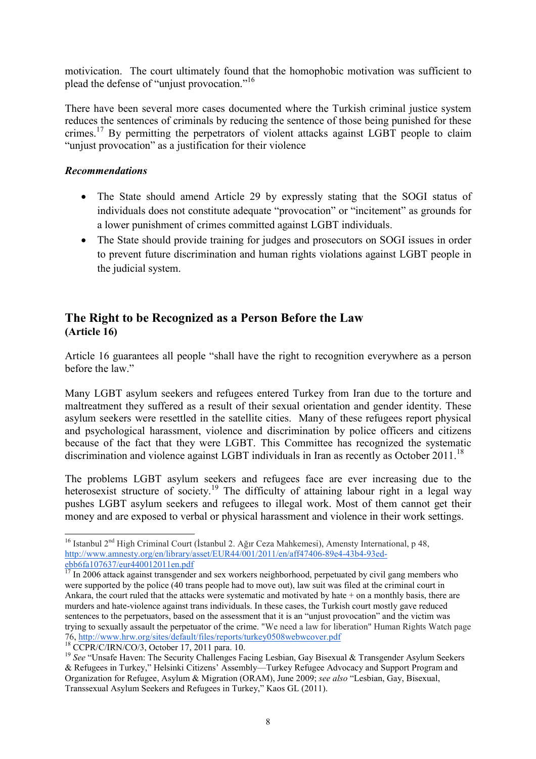motivication. The court ultimately found that the homophobic motivation was sufficient to plead the defense of "unjust provocation."[16]

There have been several more cases documented where the Turkish criminal justice system reduces the sentences of criminals by reducing the sentence of those being punished for these crimes.[17] By permitting the perpetrators of violent attacks against LGBT people to claim "unjust provocation" as a justification for their violence

***Recommendations***

- The State should amend Article 29 by expressly stating that the SOGI status of individuals does not constitute adequate "provocation" or "incitement" as grounds for a lower punishment of crimes committed against LGBT individuals.
- The State should provide training for judges and prosecutors on SOGI issues in order to prevent future discrimination and human rights violations against LGBT people in the judicial system.

## The Right to be Recognized as a Person Before the Law
**(Article 16)**

Article 16 guarantees all people "shall have the right to recognition everywhere as a person before the law."

Many LGBT asylum seekers and refugees entered Turkey from Iran due to the torture and maltreatment they suffered as a result of their sexual orientation and gender identity. These asylum seekers were resettled in the satellite cities. Many of these refugees report physical and psychological harassment, violence and discrimination by police officers and citizens because of the fact that they were LGBT. This Committee has recognized the systematic discrimination and violence against LGBT individuals in Iran as recently as October 2011.[18]

The problems LGBT asylum seekers and refugees face are ever increasing due to the heterosexist structure of society.[19] The difficulty of attaining labour right in a legal way pushes LGBT asylum seekers and refugees to illegal work. Most of them cannot get their money and are exposed to verbal or physical harassment and violence in their work settings.

---

[16] Istanbul 2nd High Criminal Court (İstanbul 2. Ağır Ceza Mahkemesi), Amensty International, p 48, http://www.amnesty.org/en/library/asset/EUR44/001/2011/en/aff47406-89e4-43b4-93ed-ebb6fa107637/eur440012011en.pdf

[17] In 2006 attack against transgender and sex workers neighborhood, perpetuated by civil gang members who were supported by the police (40 trans people had to move out), law suit was filed at the criminal court in Ankara, the court ruled that the attacks were systematic and motivated by hate + on a monthly basis, there are murders and hate-violence against trans individuals. In these cases, the Turkish court mostly gave reduced sentences to the perpetuators, based on the assessment that it is an "unjust provocation" and the victim was trying to sexually assault the perpetuator of the crime. "We need a law for liberation" Human Rights Watch page 76, http://www.hrw.org/sites/default/files/reports/turkey0508webwcover.pdf

[18] CCPR/C/IRN/CO/3, October 17, 2011 para. 10.

[19] *See* "Unsafe Haven: The Security Challenges Facing Lesbian, Gay Bisexual & Transgender Asylum Seekers & Refugees in Turkey," Helsinki Citizens' Assembly—Turkey Refugee Advocacy and Support Program and Organization for Refugee, Asylum & Migration (ORAM), June 2009; *see also* "Lesbian, Gay, Bisexual, Transsexual Asylum Seekers and Refugees in Turkey," Kaos GL (2011).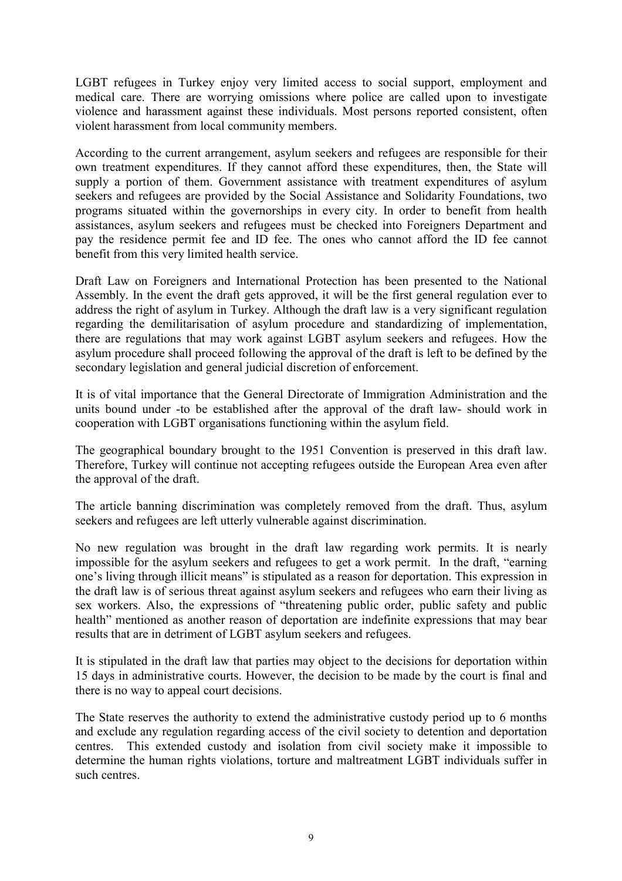LGBT refugees in Turkey enjoy very limited access to social support, employment and medical care. There are worrying omissions where police are called upon to investigate violence and harassment against these individuals. Most persons reported consistent, often violent harassment from local community members.

According to the current arrangement, asylum seekers and refugees are responsible for their own treatment expenditures. If they cannot afford these expenditures, then, the State will supply a portion of them. Government assistance with treatment expenditures of asylum seekers and refugees are provided by the Social Assistance and Solidarity Foundations, two programs situated within the governorships in every city. In order to benefit from health assistances, asylum seekers and refugees must be checked into Foreigners Department and pay the residence permit fee and ID fee. The ones who cannot afford the ID fee cannot benefit from this very limited health service.

Draft Law on Foreigners and International Protection has been presented to the National Assembly. In the event the draft gets approved, it will be the first general regulation ever to address the right of asylum in Turkey. Although the draft law is a very significant regulation regarding the demilitarisation of asylum procedure and standardizing of implementation, there are regulations that may work against LGBT asylum seekers and refugees. How the asylum procedure shall proceed following the approval of the draft is left to be defined by the secondary legislation and general judicial discretion of enforcement.

It is of vital importance that the General Directorate of Immigration Administration and the units bound under -to be established after the approval of the draft law- should work in cooperation with LGBT organisations functioning within the asylum field.

The geographical boundary brought to the 1951 Convention is preserved in this draft law. Therefore, Turkey will continue not accepting refugees outside the European Area even after the approval of the draft.

The article banning discrimination was completely removed from the draft. Thus, asylum seekers and refugees are left utterly vulnerable against discrimination.

No new regulation was brought in the draft law regarding work permits. It is nearly impossible for the asylum seekers and refugees to get a work permit. In the draft, "earning one's living through illicit means" is stipulated as a reason for deportation. This expression in the draft law is of serious threat against asylum seekers and refugees who earn their living as sex workers. Also, the expressions of "threatening public order, public safety and public health" mentioned as another reason of deportation are indefinite expressions that may bear results that are in detriment of LGBT asylum seekers and refugees.

It is stipulated in the draft law that parties may object to the decisions for deportation within 15 days in administrative courts. However, the decision to be made by the court is final and there is no way to appeal court decisions.

The State reserves the authority to extend the administrative custody period up to 6 months and exclude any regulation regarding access of the civil society to detention and deportation centres. This extended custody and isolation from civil society make it impossible to determine the human rights violations, torture and maltreatment LGBT individuals suffer in such centres.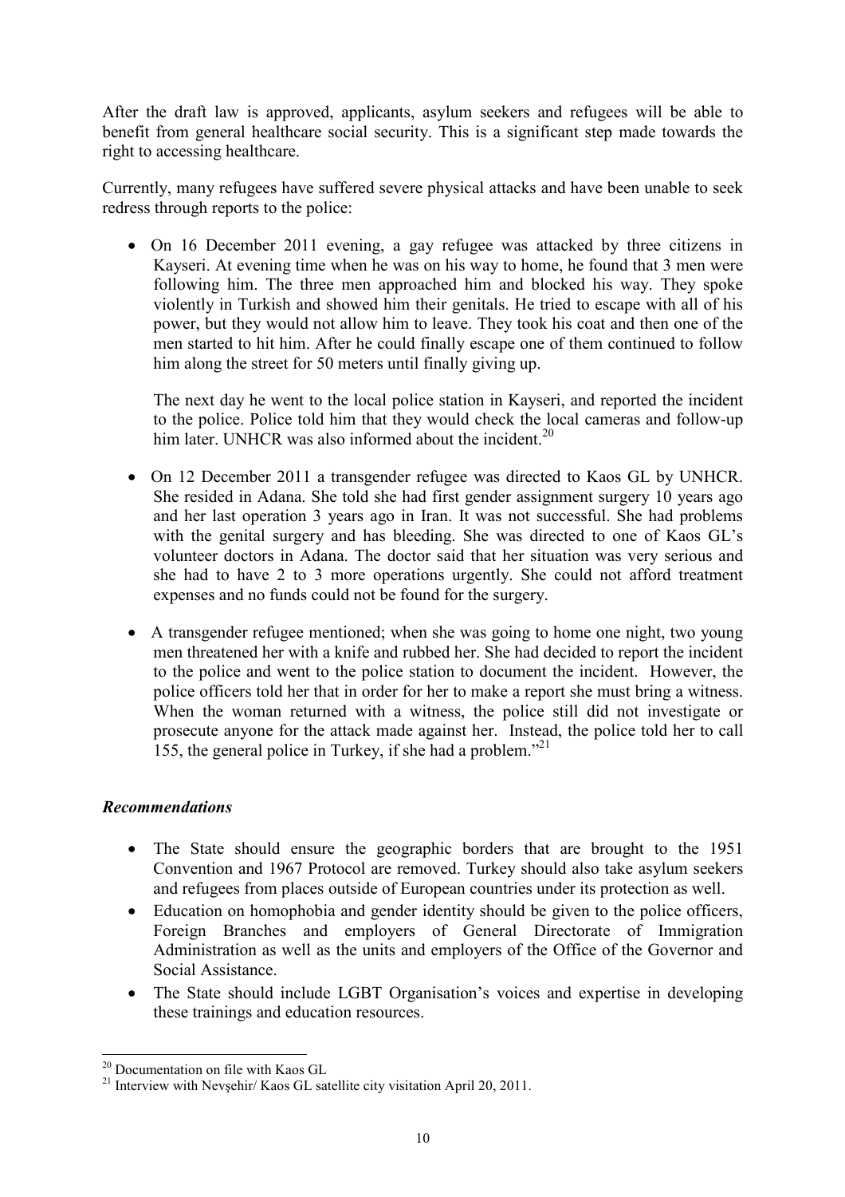After the draft law is approved, applicants, asylum seekers and refugees will be able to benefit from general healthcare social security. This is a significant step made towards the right to accessing healthcare.

Currently, many refugees have suffered severe physical attacks and have been unable to seek redress through reports to the police:

- On 16 December 2011 evening, a gay refugee was attacked by three citizens in Kayseri. At evening time when he was on his way to home, he found that 3 men were following him. The three men approached him and blocked his way. They spoke violently in Turkish and showed him their genitals. He tried to escape with all of his power, but they would not allow him to leave. They took his coat and then one of the men started to hit him. After he could finally escape one of them continued to follow him along the street for 50 meters until finally giving up.

  The next day he went to the local police station in Kayseri, and reported the incident to the police. Police told him that they would check the local cameras and follow-up him later. UNHCR was also informed about the incident.[20]

- On 12 December 2011 a transgender refugee was directed to Kaos GL by UNHCR. She resided in Adana. She told she had first gender assignment surgery 10 years ago and her last operation 3 years ago in Iran. It was not successful. She had problems with the genital surgery and has bleeding. She was directed to one of Kaos GL's volunteer doctors in Adana. The doctor said that her situation was very serious and she had to have 2 to 3 more operations urgently. She could not afford treatment expenses and no funds could not be found for the surgery.

- A transgender refugee mentioned; when she was going to home one night, two young men threatened her with a knife and rubbed her. She had decided to report the incident to the police and went to the police station to document the incident. However, the police officers told her that in order for her to make a report she must bring a witness. When the woman returned with a witness, the police still did not investigate or prosecute anyone for the attack made against her. Instead, the police told her to call 155, the general police in Turkey, if she had a problem."[21]

### *Recommendations*

- The State should ensure the geographic borders that are brought to the 1951 Convention and 1967 Protocol are removed. Turkey should also take asylum seekers and refugees from places outside of European countries under its protection as well.
- Education on homophobia and gender identity should be given to the police officers, Foreign Branches and employers of General Directorate of Immigration Administration as well as the units and employers of the Office of the Governor and Social Assistance.
- The State should include LGBT Organisation's voices and expertise in developing these trainings and education resources.

---

[20] Documentation on file with Kaos GL

[21] Interview with Nevşehir/ Kaos GL satellite city visitation April 20, 2011.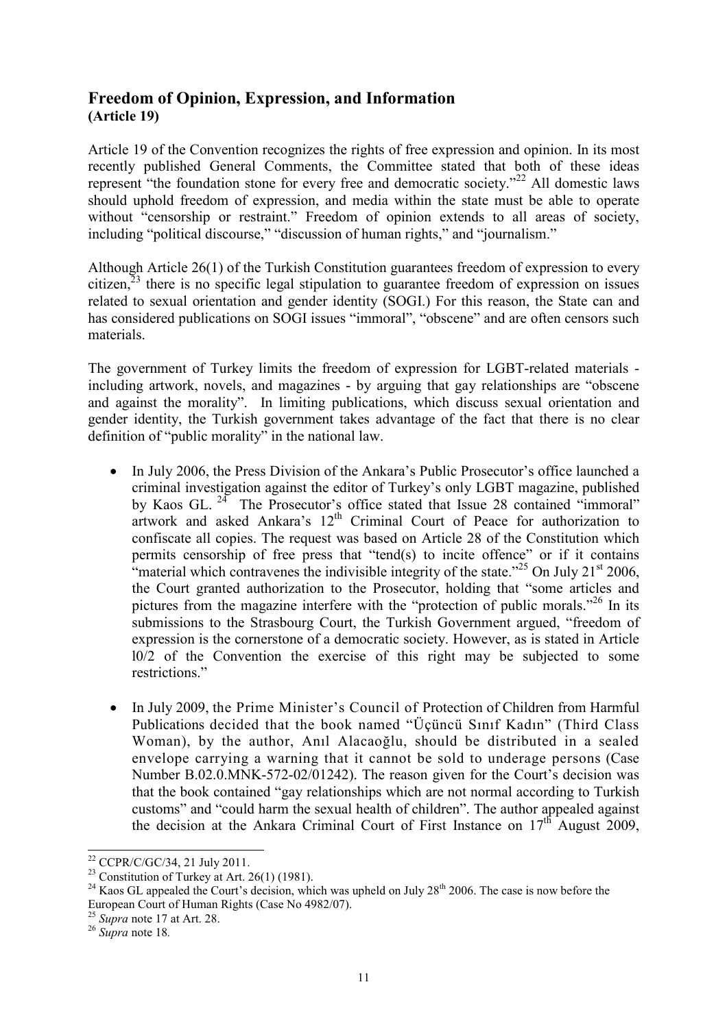## Freedom of Opinion, Expression, and Information
**(Article 19)**

Article 19 of the Convention recognizes the rights of free expression and opinion. In its most recently published General Comments, the Committee stated that both of these ideas represent "the foundation stone for every free and democratic society."[22] All domestic laws should uphold freedom of expression, and media within the state must be able to operate without "censorship or restraint." Freedom of opinion extends to all areas of society, including "political discourse," "discussion of human rights," and "journalism."

Although Article 26(1) of the Turkish Constitution guarantees freedom of expression to every citizen,[23] there is no specific legal stipulation to guarantee freedom of expression on issues related to sexual orientation and gender identity (SOGI.) For this reason, the State can and has considered publications on SOGI issues "immoral", "obscene" and are often censors such materials.

The government of Turkey limits the freedom of expression for LGBT-related materials - including artwork, novels, and magazines - by arguing that gay relationships are "obscene and against the morality". In limiting publications, which discuss sexual orientation and gender identity, the Turkish government takes advantage of the fact that there is no clear definition of "public morality" in the national law.

- In July 2006, the Press Division of the Ankara's Public Prosecutor's office launched a criminal investigation against the editor of Turkey's only LGBT magazine, published by Kaos GL. [24] The Prosecutor's office stated that Issue 28 contained "immoral" artwork and asked Ankara's 12th Criminal Court of Peace for authorization to confiscate all copies. The request was based on Article 28 of the Constitution which permits censorship of free press that "tend(s) to incite offence" or if it contains "material which contravenes the indivisible integrity of the state."[25] On July 21st 2006, the Court granted authorization to the Prosecutor, holding that "some articles and pictures from the magazine interfere with the "protection of public morals."[26] In its submissions to the Strasbourg Court, the Turkish Government argued, "freedom of expression is the cornerstone of a democratic society. However, as is stated in Article l0/2 of the Convention the exercise of this right may be subjected to some restrictions."

- In July 2009, the Prime Minister's Council of Protection of Children from Harmful Publications decided that the book named "Üçüncü Sınıf Kadın" (Third Class Woman), by the author, Anıl Alacaoğlu, should be distributed in a sealed envelope carrying a warning that it cannot be sold to underage persons (Case Number B.02.0.MNK-572-02/01242). The reason given for the Court's decision was that the book contained "gay relationships which are not normal according to Turkish customs" and "could harm the sexual health of children". The author appealed against the decision at the Ankara Criminal Court of First Instance on 17th August 2009,

---

[22] CCPR/C/GC/34, 21 July 2011.

[23] Constitution of Turkey at Art. 26(1) (1981).

[24] Kaos GL appealed the Court's decision, which was upheld on July 28th 2006. The case is now before the European Court of Human Rights (Case No 4982/07).

[25] *Supra* note 17 at Art. 28.

[26] *Supra* note 18.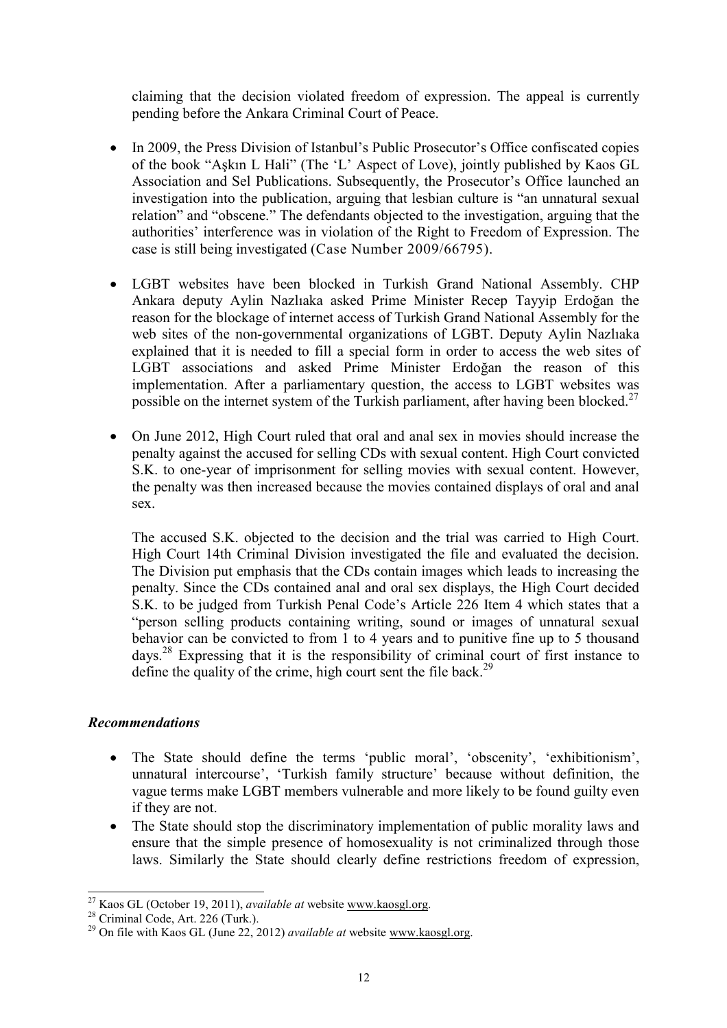claiming that the decision violated freedom of expression. The appeal is currently pending before the Ankara Criminal Court of Peace.

- In 2009, the Press Division of Istanbul's Public Prosecutor's Office confiscated copies of the book "Aşkın L Hali" (The 'L' Aspect of Love), jointly published by Kaos GL Association and Sel Publications. Subsequently, the Prosecutor's Office launched an investigation into the publication, arguing that lesbian culture is "an unnatural sexual relation" and "obscene." The defendants objected to the investigation, arguing that the authorities' interference was in violation of the Right to Freedom of Expression. The case is still being investigated (Case Number 2009/66795).

- LGBT websites have been blocked in Turkish Grand National Assembly. CHP Ankara deputy Aylin Nazlıaka asked Prime Minister Recep Tayyip Erdoğan the reason for the blockage of internet access of Turkish Grand National Assembly for the web sites of the non-governmental organizations of LGBT. Deputy Aylin Nazlıaka explained that it is needed to fill a special form in order to access the web sites of LGBT associations and asked Prime Minister Erdoğan the reason of this implementation. After a parliamentary question, the access to LGBT websites was possible on the internet system of the Turkish parliament, after having been blocked.[27]

- On June 2012, High Court ruled that oral and anal sex in movies should increase the penalty against the accused for selling CDs with sexual content. High Court convicted S.K. to one-year of imprisonment for selling movies with sexual content. However, the penalty was then increased because the movies contained displays of oral and anal sex.

  The accused S.K. objected to the decision and the trial was carried to High Court. High Court 14th Criminal Division investigated the file and evaluated the decision. The Division put emphasis that the CDs contain images which leads to increasing the penalty. Since the CDs contained anal and oral sex displays, the High Court decided S.K. to be judged from Turkish Penal Code's Article 226 Item 4 which states that a "person selling products containing writing, sound or images of unnatural sexual behavior can be convicted to from 1 to 4 years and to punitive fine up to 5 thousand days.[28] Expressing that it is the responsibility of criminal court of first instance to define the quality of the crime, high court sent the file back.[29]

### *Recommendations*

- The State should define the terms 'public moral', 'obscenity', 'exhibitionism', unnatural intercourse', 'Turkish family structure' because without definition, the vague terms make LGBT members vulnerable and more likely to be found guilty even if they are not.
- The State should stop the discriminatory implementation of public morality laws and ensure that the simple presence of homosexuality is not criminalized through those laws. Similarly the State should clearly define restrictions freedom of expression,

---

[27] Kaos GL (October 19, 2011), *available at* website www.kaosgl.org.

[28] Criminal Code, Art. 226 (Turk.).

[29] On file with Kaos GL (June 22, 2012) *available at* website www.kaosgl.org.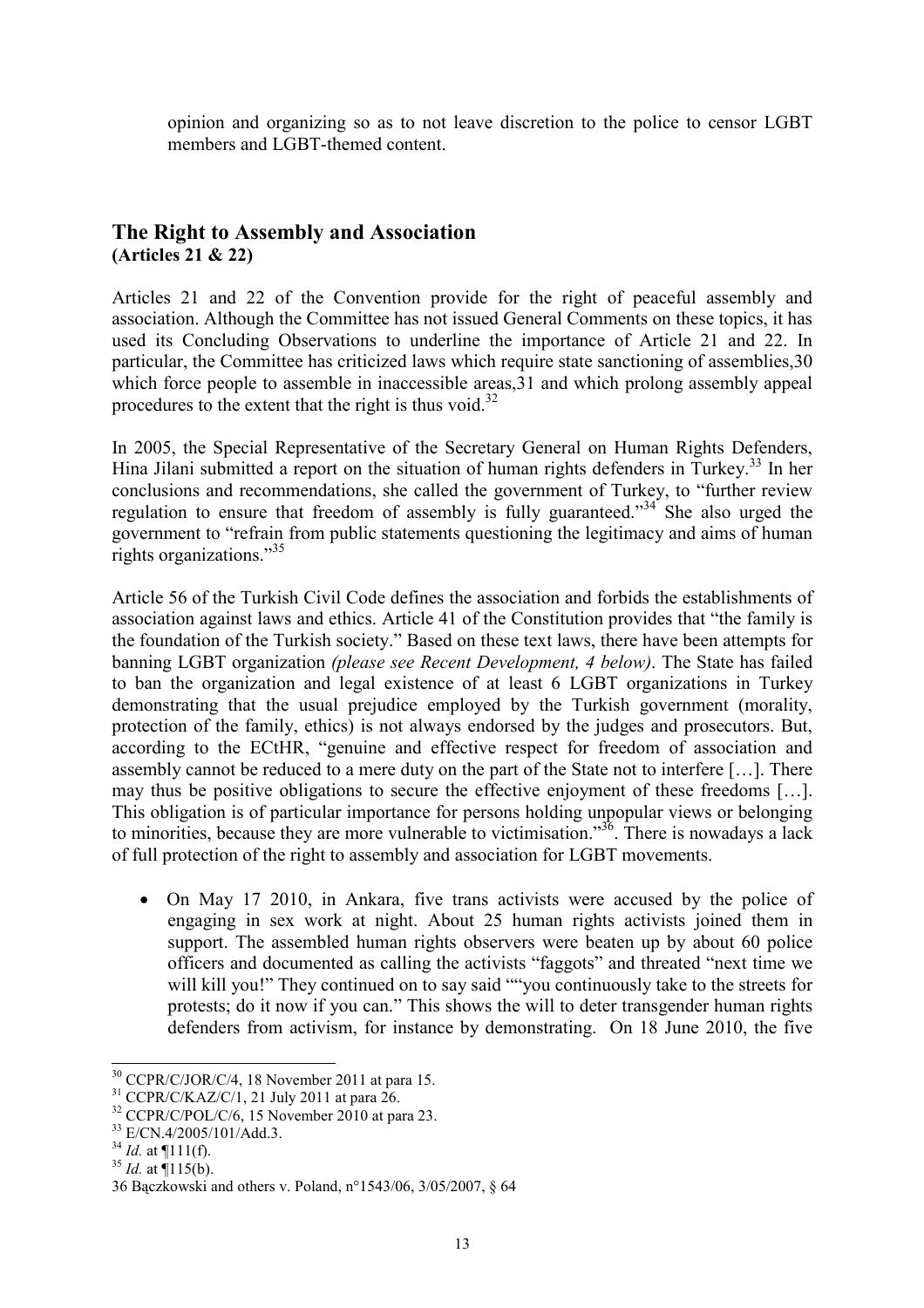opinion and organizing so as to not leave discretion to the police to censor LGBT members and LGBT-themed content.

## The Right to Assembly and Association
**(Articles 21 & 22)**

Articles 21 and 22 of the Convention provide for the right of peaceful assembly and association. Although the Committee has not issued General Comments on these topics, it has used its Concluding Observations to underline the importance of Article 21 and 22. In particular, the Committee has criticized laws which require state sanctioning of assemblies,30 which force people to assemble in inaccessible areas,31 and which prolong assembly appeal procedures to the extent that the right is thus void.[32]

In 2005, the Special Representative of the Secretary General on Human Rights Defenders, Hina Jilani submitted a report on the situation of human rights defenders in Turkey.[33] In her conclusions and recommendations, she called the government of Turkey, to "further review regulation to ensure that freedom of assembly is fully guaranteed."[34] She also urged the government to "refrain from public statements questioning the legitimacy and aims of human rights organizations."[35]

Article 56 of the Turkish Civil Code defines the association and forbids the establishments of association against laws and ethics. Article 41 of the Constitution provides that "the family is the foundation of the Turkish society." Based on these text laws, there have been attempts for banning LGBT organization *(please see Recent Development, 4 below)*. The State has failed to ban the organization and legal existence of at least 6 LGBT organizations in Turkey demonstrating that the usual prejudice employed by the Turkish government (morality, protection of the family, ethics) is not always endorsed by the judges and prosecutors. But, according to the ECtHR, "genuine and effective respect for freedom of association and assembly cannot be reduced to a mere duty on the part of the State not to interfere […]. There may thus be positive obligations to secure the effective enjoyment of these freedoms […]. This obligation is of particular importance for persons holding unpopular views or belonging to minorities, because they are more vulnerable to victimisation."[36]. There is nowadays a lack of full protection of the right to assembly and association for LGBT movements.

- On May 17 2010, in Ankara, five trans activists were accused by the police of engaging in sex work at night. About 25 human rights activists joined them in support. The assembled human rights observers were beaten up by about 60 police officers and documented as calling the activists "faggots" and threated "next time we will kill you!" They continued on to say said ""you continuously take to the streets for protests; do it now if you can." This shows the will to deter transgender human rights defenders from activism, for instance by demonstrating. On 18 June 2010, the five

---

30 CCPR/C/JOR/C/4, 18 November 2011 at para 15.

31 CCPR/C/KAZ/C/1, 21 July 2011 at para 26.

32 CCPR/C/POL/C/6, 15 November 2010 at para 23.

33 E/CN.4/2005/101/Add.3.

34 *Id.* at ¶111(f).

35 *Id.* at ¶115(b).

36 Bączkowski and others v. Poland, n°1543/06, 3/05/2007, § 64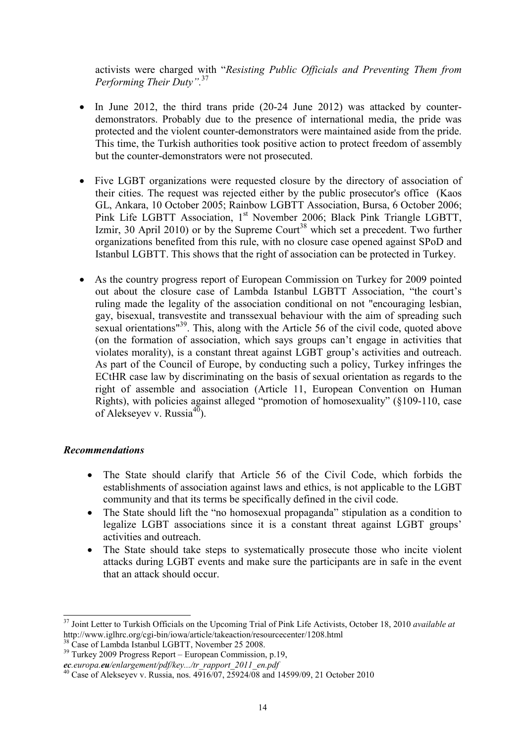activists were charged with "*Resisting Public Officials and Preventing Them from Performing Their Duty".*[37]

- In June 2012, the third trans pride (20-24 June 2012) was attacked by counter-demonstrators. Probably due to the presence of international media, the pride was protected and the violent counter-demonstrators were maintained aside from the pride. This time, the Turkish authorities took positive action to protect freedom of assembly but the counter-demonstrators were not prosecuted.

- Five LGBT organizations were requested closure by the directory of association of their cities. The request was rejected either by the public prosecutor's office (Kaos GL, Ankara, 10 October 2005; Rainbow LGBTT Association, Bursa, 6 October 2006; Pink Life LGBTT Association, 1st November 2006; Black Pink Triangle LGBTT, Izmir, 30 April 2010) or by the Supreme Court[38] which set a precedent. Two further organizations benefited from this rule, with no closure case opened against SPoD and Istanbul LGBTT. This shows that the right of association can be protected in Turkey.

- As the country progress report of European Commission on Turkey for 2009 pointed out about the closure case of Lambda Istanbul LGBTT Association, "the court's ruling made the legality of the association conditional on not "encouraging lesbian, gay, bisexual, transvestite and transsexual behaviour with the aim of spreading such sexual orientations"[39]. This, along with the Article 56 of the civil code, quoted above (on the formation of association, which says groups can't engage in activities that violates morality), is a constant threat against LGBT group's activities and outreach. As part of the Council of Europe, by conducting such a policy, Turkey infringes the ECtHR case law by discriminating on the basis of sexual orientation as regards to the right of assemble and association (Article 11, European Convention on Human Rights), with policies against alleged "promotion of homosexuality" (§109-110, case of Alekseyev v. Russia[40]).

### *Recommendations*

- The State should clarify that Article 56 of the Civil Code, which forbids the establishments of association against laws and ethics, is not applicable to the LGBT community and that its terms be specifically defined in the civil code.
- The State should lift the "no homosexual propaganda" stipulation as a condition to legalize LGBT associations since it is a constant threat against LGBT groups' activities and outreach.
- The State should take steps to systematically prosecute those who incite violent attacks during LGBT events and make sure the participants are in safe in the event that an attack should occur.

---

[37] Joint Letter to Turkish Officials on the Upcoming Trial of Pink Life Activists, October 18, 2010 *available at* http://www.iglhrc.org/cgi-bin/iowa/article/takeaction/resourcecenter/1208.html

[38] Case of Lambda Istanbul LGBTT, November 25 2008.

[39] Turkey 2009 Progress Report – European Commission, p.19, *ec.europa.eu/enlargement/pdf/key.../tr_rapport_2011_en.pdf*

[40] Case of Alekseyev v. Russia, nos. 4916/07, 25924/08 and 14599/09, 21 October 2010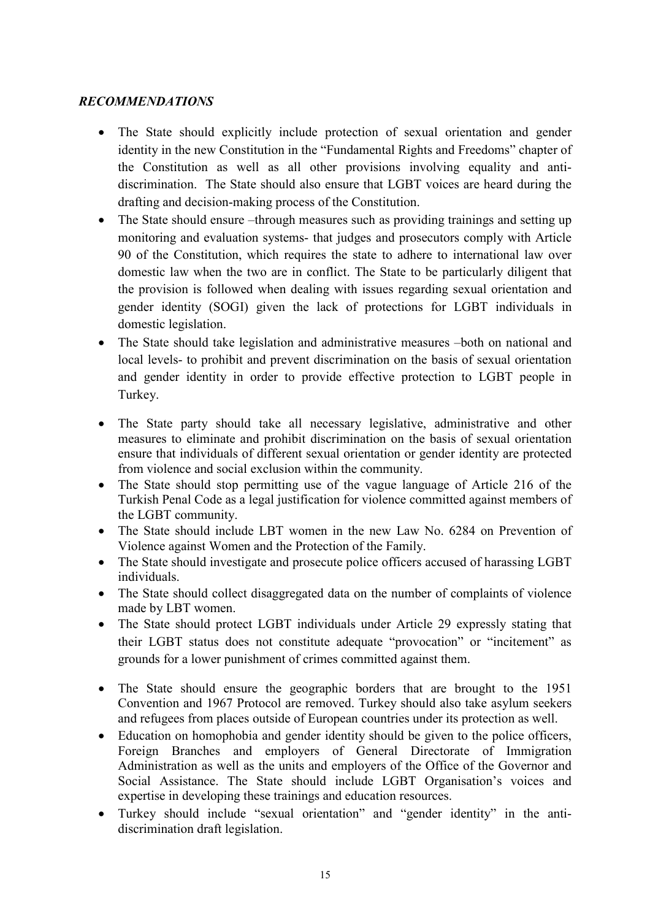### *RECOMMENDATIONS*

- The State should explicitly include protection of sexual orientation and gender identity in the new Constitution in the "Fundamental Rights and Freedoms" chapter of the Constitution as well as all other provisions involving equality and anti-discrimination. The State should also ensure that LGBT voices are heard during the drafting and decision-making process of the Constitution.
- The State should ensure –through measures such as providing trainings and setting up monitoring and evaluation systems- that judges and prosecutors comply with Article 90 of the Constitution, which requires the state to adhere to international law over domestic law when the two are in conflict. The State to be particularly diligent that the provision is followed when dealing with issues regarding sexual orientation and gender identity (SOGI) given the lack of protections for LGBT individuals in domestic legislation.
- The State should take legislation and administrative measures –both on national and local levels- to prohibit and prevent discrimination on the basis of sexual orientation and gender identity in order to provide effective protection to LGBT people in Turkey.
- The State party should take all necessary legislative, administrative and other measures to eliminate and prohibit discrimination on the basis of sexual orientation ensure that individuals of different sexual orientation or gender identity are protected from violence and social exclusion within the community.
- The State should stop permitting use of the vague language of Article 216 of the Turkish Penal Code as a legal justification for violence committed against members of the LGBT community.
- The State should include LBT women in the new Law No. 6284 on Prevention of Violence against Women and the Protection of the Family.
- The State should investigate and prosecute police officers accused of harassing LGBT individuals.
- The State should collect disaggregated data on the number of complaints of violence made by LBT women.
- The State should protect LGBT individuals under Article 29 expressly stating that their LGBT status does not constitute adequate "provocation" or "incitement" as grounds for a lower punishment of crimes committed against them.
- The State should ensure the geographic borders that are brought to the 1951 Convention and 1967 Protocol are removed. Turkey should also take asylum seekers and refugees from places outside of European countries under its protection as well.
- Education on homophobia and gender identity should be given to the police officers, Foreign Branches and employers of General Directorate of Immigration Administration as well as the units and employers of the Office of the Governor and Social Assistance. The State should include LGBT Organisation's voices and expertise in developing these trainings and education resources.
- Turkey should include "sexual orientation" and "gender identity" in the anti-discrimination draft legislation.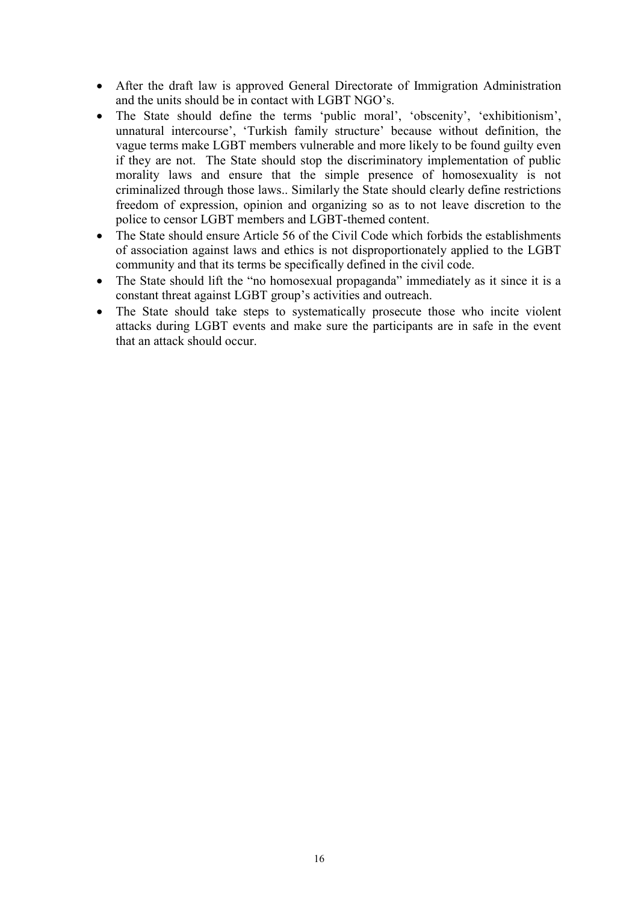- After the draft law is approved General Directorate of Immigration Administration and the units should be in contact with LGBT NGO's.
- The State should define the terms 'public moral', 'obscenity', 'exhibitionism', unnatural intercourse', 'Turkish family structure' because without definition, the vague terms make LGBT members vulnerable and more likely to be found guilty even if they are not. The State should stop the discriminatory implementation of public morality laws and ensure that the simple presence of homosexuality is not criminalized through those laws.. Similarly the State should clearly define restrictions freedom of expression, opinion and organizing so as to not leave discretion to the police to censor LGBT members and LGBT-themed content.
- The State should ensure Article 56 of the Civil Code which forbids the establishments of association against laws and ethics is not disproportionately applied to the LGBT community and that its terms be specifically defined in the civil code.
- The State should lift the "no homosexual propaganda" immediately as it since it is a constant threat against LGBT group's activities and outreach.
- The State should take steps to systematically prosecute those who incite violent attacks during LGBT events and make sure the participants are in safe in the event that an attack should occur.